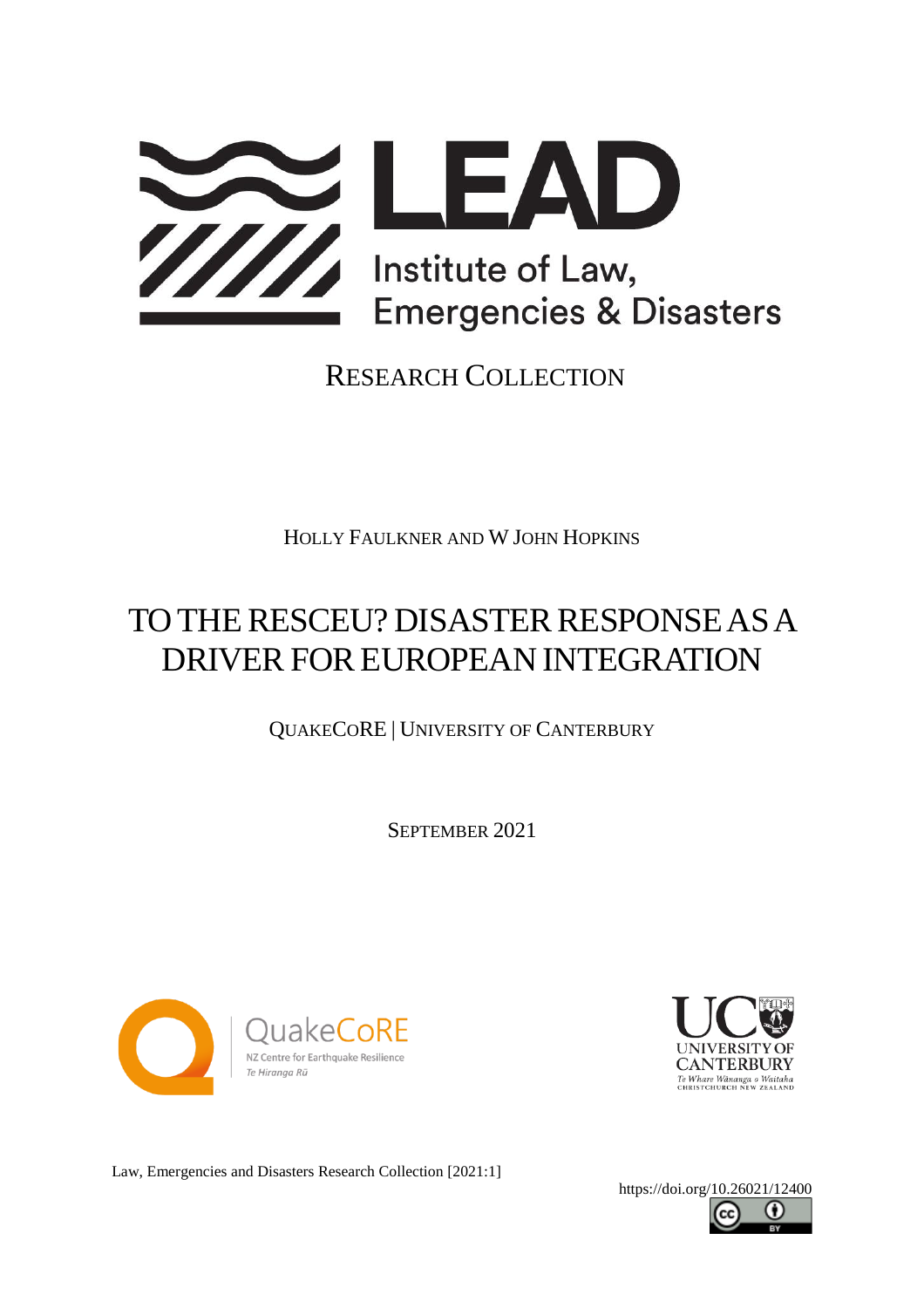LEAD

Institute of Law, Emergencies & Disasters

RESEARCH COLLECTION

HOLLY FAULKNER AND W JOHN HOPKINS

# TO THE RESCEU? DISASTER RESPONSE AS A DRIVER FOR EUROPEAN INTEGRATION

QUAKECORE | UNIVERSITY OF CANTERBURY

SEPTEMBER 2021

QuakeCoRE
NZ Centre for Earthquake Resilience
Te Hiranga Rū

UNIVERSITY OF CANTERBURY
Te Whare Wānanga o Waitaha
CHRISTCHURCH NEW ZEALAND

Law, Emergencies and Disasters Research Collection [2021:1]

https://doi.org/10.26021/12400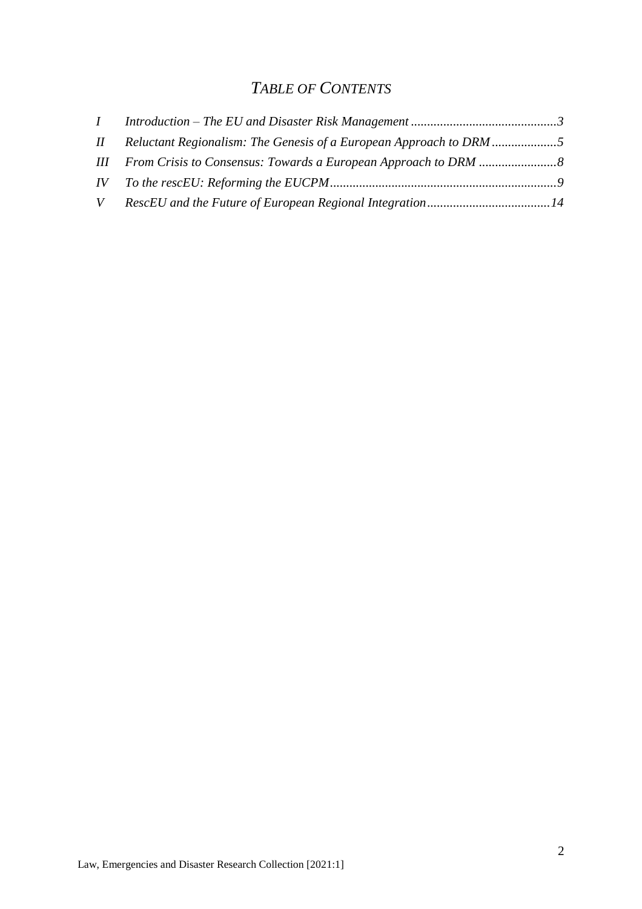# *TABLE OF CONTENTS*

*I Introduction – The EU and Disaster Risk Management ............................................3*

*II Reluctant Regionalism: The Genesis of a European Approach to DRM ....................5*

*III From Crisis to Consensus: Towards a European Approach to DRM ........................8*

*IV To the rescEU: Reforming the EUCPM.....................................................................9*

*V RescEU and the Future of European Regional Integration......................................14*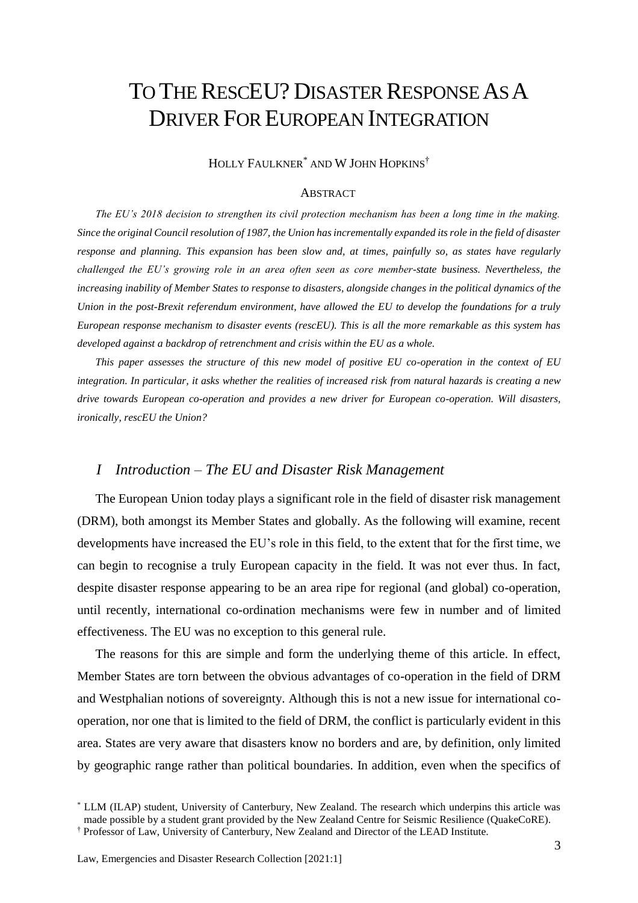# TO THE RESCEU? DISASTER RESPONSE AS A DRIVER FOR EUROPEAN INTEGRATION

HOLLY FAULKNER* AND W JOHN HOPKINS†

## ABSTRACT

*The EU's 2018 decision to strengthen its civil protection mechanism has been a long time in the making. Since the original Council resolution of 1987, the Union has incrementally expanded its role in the field of disaster response and planning. This expansion has been slow and, at times, painfully so, as states have regularly challenged the EU's growing role in an area often seen as core member-state business. Nevertheless, the increasing inability of Member States to response to disasters, alongside changes in the political dynamics of the Union in the post-Brexit referendum environment, have allowed the EU to develop the foundations for a truly European response mechanism to disaster events (rescEU). This is all the more remarkable as this system has developed against a backdrop of retrenchment and crisis within the EU as a whole.*

*This paper assesses the structure of this new model of positive EU co-operation in the context of EU integration. In particular, it asks whether the realities of increased risk from natural hazards is creating a new drive towards European co-operation and provides a new driver for European co-operation. Will disasters, ironically, rescEU the Union?*

## *I Introduction – The EU and Disaster Risk Management*

The European Union today plays a significant role in the field of disaster risk management (DRM), both amongst its Member States and globally. As the following will examine, recent developments have increased the EU's role in this field, to the extent that for the first time, we can begin to recognise a truly European capacity in the field. It was not ever thus. In fact, despite disaster response appearing to be an area ripe for regional (and global) co-operation, until recently, international co-ordination mechanisms were few in number and of limited effectiveness. The EU was no exception to this general rule.

The reasons for this are simple and form the underlying theme of this article. In effect, Member States are torn between the obvious advantages of co-operation in the field of DRM and Westphalian notions of sovereignty. Although this is not a new issue for international co-operation, nor one that is limited to the field of DRM, the conflict is particularly evident in this area. States are very aware that disasters know no borders and are, by definition, only limited by geographic range rather than political boundaries. In addition, even when the specifics of

\* LLM (ILAP) student, University of Canterbury, New Zealand. The research which underpins this article was made possible by a student grant provided by the New Zealand Centre for Seismic Resilience (QuakeCoRE).

† Professor of Law, University of Canterbury, New Zealand and Director of the LEAD Institute.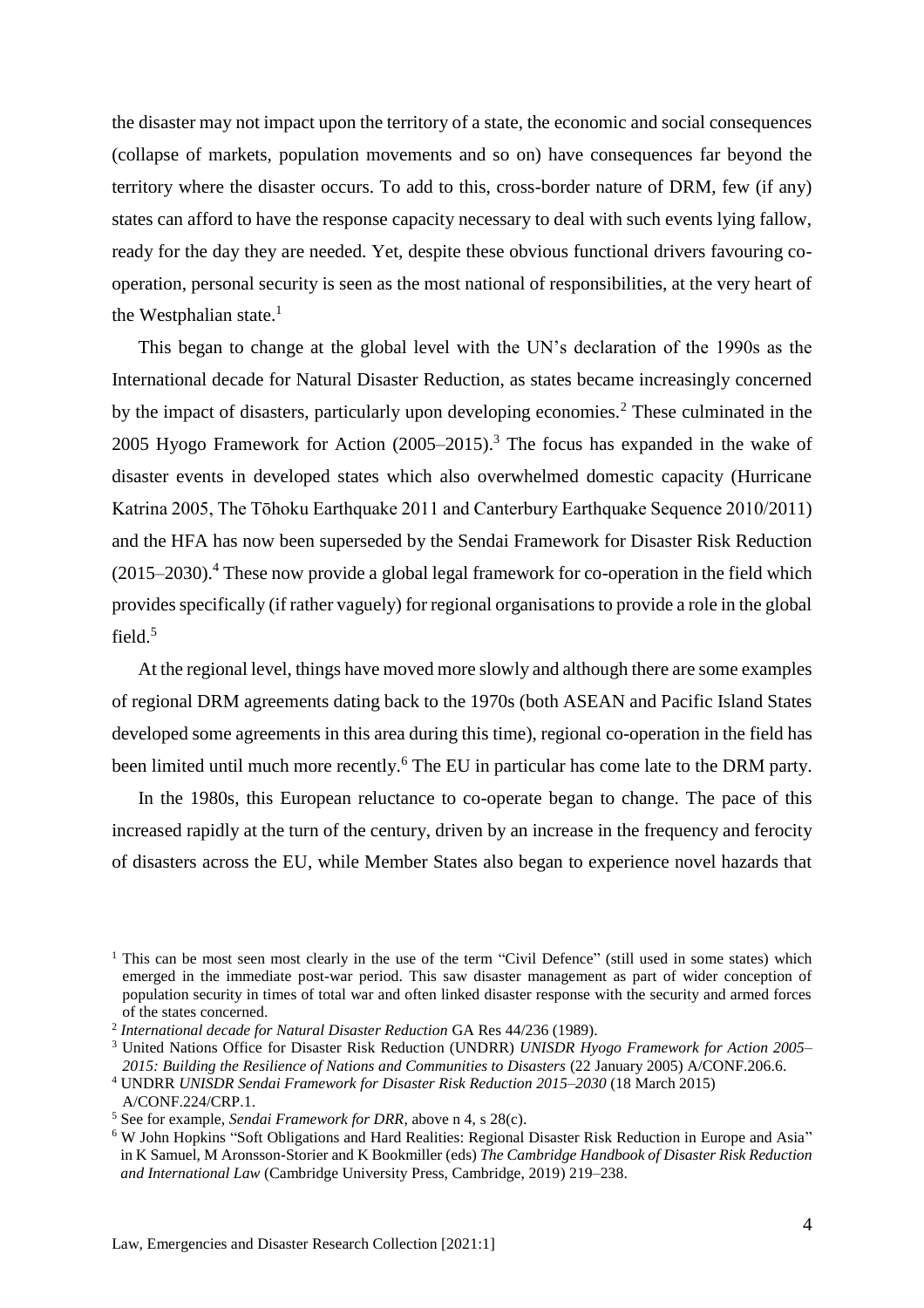the disaster may not impact upon the territory of a state, the economic and social consequences (collapse of markets, population movements and so on) have consequences far beyond the territory where the disaster occurs. To add to this, cross-border nature of DRM, few (if any) states can afford to have the response capacity necessary to deal with such events lying fallow, ready for the day they are needed. Yet, despite these obvious functional drivers favouring co-operation, personal security is seen as the most national of responsibilities, at the very heart of the Westphalian state.[1]

This began to change at the global level with the UN's declaration of the 1990s as the International decade for Natural Disaster Reduction, as states became increasingly concerned by the impact of disasters, particularly upon developing economies.[2] These culminated in the 2005 Hyogo Framework for Action (2005–2015).[3] The focus has expanded in the wake of disaster events in developed states which also overwhelmed domestic capacity (Hurricane Katrina 2005, The Tōhoku Earthquake 2011 and Canterbury Earthquake Sequence 2010/2011) and the HFA has now been superseded by the Sendai Framework for Disaster Risk Reduction (2015–2030).[4] These now provide a global legal framework for co-operation in the field which provides specifically (if rather vaguely) for regional organisations to provide a role in the global field.[5]

At the regional level, things have moved more slowly and although there are some examples of regional DRM agreements dating back to the 1970s (both ASEAN and Pacific Island States developed some agreements in this area during this time), regional co-operation in the field has been limited until much more recently.[6] The EU in particular has come late to the DRM party.

In the 1980s, this European reluctance to co-operate began to change. The pace of this increased rapidly at the turn of the century, driven by an increase in the frequency and ferocity of disasters across the EU, while Member States also began to experience novel hazards that

[1] This can be most seen most clearly in the use of the term "Civil Defence" (still used in some states) which emerged in the immediate post-war period. This saw disaster management as part of wider conception of population security in times of total war and often linked disaster response with the security and armed forces of the states concerned.

[2] *International decade for Natural Disaster Reduction* GA Res 44/236 (1989).

[3] United Nations Office for Disaster Risk Reduction (UNDRR) *UNISDR Hyogo Framework for Action 2005–2015: Building the Resilience of Nations and Communities to Disasters* (22 January 2005) A/CONF.206.6.

[4] UNDRR *UNISDR Sendai Framework for Disaster Risk Reduction 2015–2030* (18 March 2015) A/CONF.224/CRP.1.

[5] See for example, *Sendai Framework for DRR*, above n 4, s 28(c).

[6] W John Hopkins "Soft Obligations and Hard Realities: Regional Disaster Risk Reduction in Europe and Asia" in K Samuel, M Aronsson-Storier and K Bookmiller (eds) *The Cambridge Handbook of Disaster Risk Reduction and International Law* (Cambridge University Press, Cambridge, 2019) 219–238.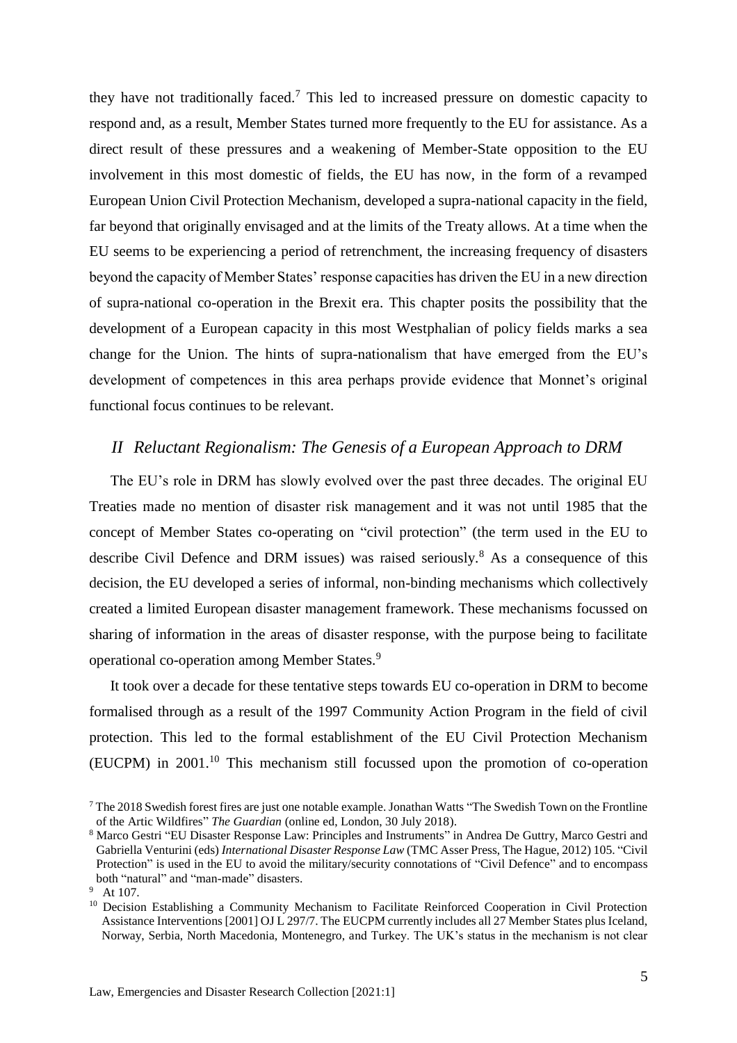they have not traditionally faced.[7] This led to increased pressure on domestic capacity to respond and, as a result, Member States turned more frequently to the EU for assistance. As a direct result of these pressures and a weakening of Member-State opposition to the EU involvement in this most domestic of fields, the EU has now, in the form of a revamped European Union Civil Protection Mechanism, developed a supra-national capacity in the field, far beyond that originally envisaged and at the limits of the Treaty allows. At a time when the EU seems to be experiencing a period of retrenchment, the increasing frequency of disasters beyond the capacity of Member States' response capacities has driven the EU in a new direction of supra-national co-operation in the Brexit era. This chapter posits the possibility that the development of a European capacity in this most Westphalian of policy fields marks a sea change for the Union. The hints of supra-nationalism that have emerged from the EU's development of competences in this area perhaps provide evidence that Monnet's original functional focus continues to be relevant.

## *II Reluctant Regionalism: The Genesis of a European Approach to DRM*

The EU's role in DRM has slowly evolved over the past three decades. The original EU Treaties made no mention of disaster risk management and it was not until 1985 that the concept of Member States co-operating on "civil protection" (the term used in the EU to describe Civil Defence and DRM issues) was raised seriously.[8] As a consequence of this decision, the EU developed a series of informal, non-binding mechanisms which collectively created a limited European disaster management framework. These mechanisms focussed on sharing of information in the areas of disaster response, with the purpose being to facilitate operational co-operation among Member States.[9]

It took over a decade for these tentative steps towards EU co-operation in DRM to become formalised through as a result of the 1997 Community Action Program in the field of civil protection. This led to the formal establishment of the EU Civil Protection Mechanism (EUCPM) in 2001.[10] This mechanism still focussed upon the promotion of co-operation

---

[7] The 2018 Swedish forest fires are just one notable example. Jonathan Watts "The Swedish Town on the Frontline of the Artic Wildfires" *The Guardian* (online ed, London, 30 July 2018).

[8] Marco Gestri "EU Disaster Response Law: Principles and Instruments" in Andrea De Guttry, Marco Gestri and Gabriella Venturini (eds) *International Disaster Response Law* (TMC Asser Press, The Hague, 2012) 105. "Civil Protection" is used in the EU to avoid the military/security connotations of "Civil Defence" and to encompass both "natural" and "man-made" disasters.

[9] At 107.

[10] Decision Establishing a Community Mechanism to Facilitate Reinforced Cooperation in Civil Protection Assistance Interventions [2001] OJ L 297/7. The EUCPM currently includes all 27 Member States plus Iceland, Norway, Serbia, North Macedonia, Montenegro, and Turkey. The UK's status in the mechanism is not clear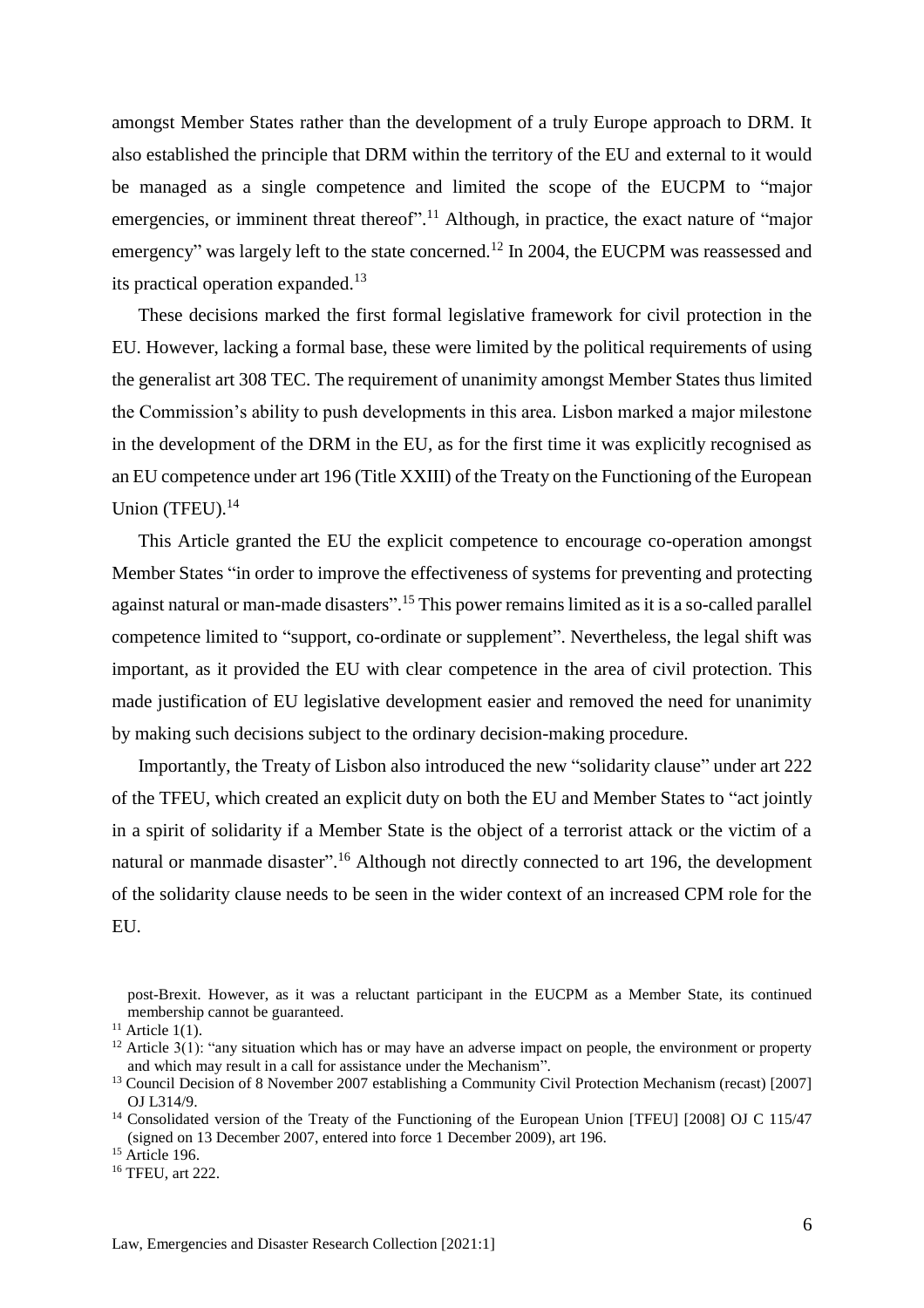amongst Member States rather than the development of a truly Europe approach to DRM. It also established the principle that DRM within the territory of the EU and external to it would be managed as a single competence and limited the scope of the EUCPM to "major emergencies, or imminent threat thereof".[11] Although, in practice, the exact nature of "major emergency" was largely left to the state concerned.[12] In 2004, the EUCPM was reassessed and its practical operation expanded.[13]

These decisions marked the first formal legislative framework for civil protection in the EU. However, lacking a formal base, these were limited by the political requirements of using the generalist art 308 TEC. The requirement of unanimity amongst Member States thus limited the Commission's ability to push developments in this area. Lisbon marked a major milestone in the development of the DRM in the EU, as for the first time it was explicitly recognised as an EU competence under art 196 (Title XXIII) of the Treaty on the Functioning of the European Union (TFEU).[14]

This Article granted the EU the explicit competence to encourage co-operation amongst Member States "in order to improve the effectiveness of systems for preventing and protecting against natural or man-made disasters".[15] This power remains limited as it is a so-called parallel competence limited to "support, co-ordinate or supplement". Nevertheless, the legal shift was important, as it provided the EU with clear competence in the area of civil protection. This made justification of EU legislative development easier and removed the need for unanimity by making such decisions subject to the ordinary decision-making procedure.

Importantly, the Treaty of Lisbon also introduced the new "solidarity clause" under art 222 of the TFEU, which created an explicit duty on both the EU and Member States to "act jointly in a spirit of solidarity if a Member State is the object of a terrorist attack or the victim of a natural or manmade disaster".[16] Although not directly connected to art 196, the development of the solidarity clause needs to be seen in the wider context of an increased CPM role for the EU.

---

post-Brexit. However, as it was a reluctant participant in the EUCPM as a Member State, its continued membership cannot be guaranteed.

[11] Article 1(1).

[12] Article 3(1): "any situation which has or may have an adverse impact on people, the environment or property and which may result in a call for assistance under the Mechanism".

[13] Council Decision of 8 November 2007 establishing a Community Civil Protection Mechanism (recast) [2007] OJ L314/9.

[14] Consolidated version of the Treaty of the Functioning of the European Union [TFEU] [2008] OJ C 115/47 (signed on 13 December 2007, entered into force 1 December 2009), art 196.

[15] Article 196.

[16] TFEU, art 222.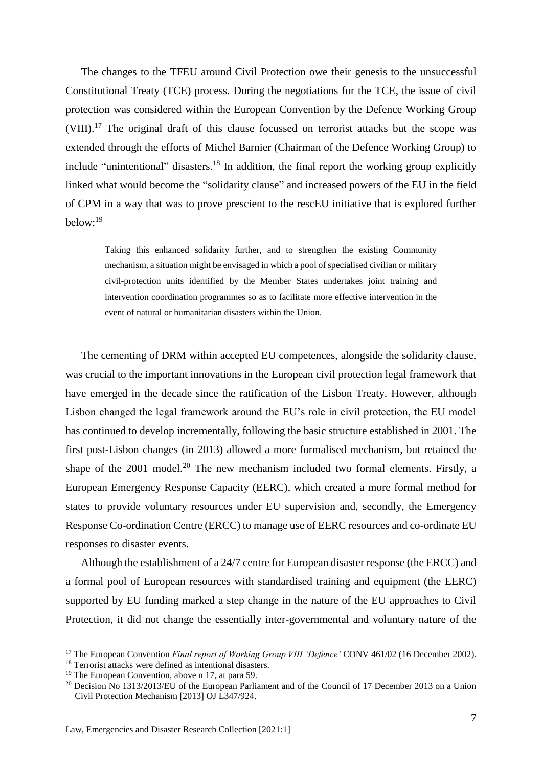The changes to the TFEU around Civil Protection owe their genesis to the unsuccessful Constitutional Treaty (TCE) process. During the negotiations for the TCE, the issue of civil protection was considered within the European Convention by the Defence Working Group (VIII).[17] The original draft of this clause focussed on terrorist attacks but the scope was extended through the efforts of Michel Barnier (Chairman of the Defence Working Group) to include "unintentional" disasters.[18] In addition, the final report the working group explicitly linked what would become the "solidarity clause" and increased powers of the EU in the field of CPM in a way that was to prove prescient to the rescEU initiative that is explored further below:[19]

> Taking this enhanced solidarity further, and to strengthen the existing Community mechanism, a situation might be envisaged in which a pool of specialised civilian or military civil-protection units identified by the Member States undertakes joint training and intervention coordination programmes so as to facilitate more effective intervention in the event of natural or humanitarian disasters within the Union.

The cementing of DRM within accepted EU competences, alongside the solidarity clause, was crucial to the important innovations in the European civil protection legal framework that have emerged in the decade since the ratification of the Lisbon Treaty. However, although Lisbon changed the legal framework around the EU's role in civil protection, the EU model has continued to develop incrementally, following the basic structure established in 2001. The first post-Lisbon changes (in 2013) allowed a more formalised mechanism, but retained the shape of the 2001 model.[20] The new mechanism included two formal elements. Firstly, a European Emergency Response Capacity (EERC), which created a more formal method for states to provide voluntary resources under EU supervision and, secondly, the Emergency Response Co-ordination Centre (ERCC) to manage use of EERC resources and co-ordinate EU responses to disaster events.

Although the establishment of a 24/7 centre for European disaster response (the ERCC) and a formal pool of European resources with standardised training and equipment (the EERC) supported by EU funding marked a step change in the nature of the EU approaches to Civil Protection, it did not change the essentially inter-governmental and voluntary nature of the

---

[17] The European Convention *Final report of Working Group VIII 'Defence'* CONV 461/02 (16 December 2002).

[18] Terrorist attacks were defined as intentional disasters.

[19] The European Convention, above n 17, at para 59.

[20] Decision No 1313/2013/EU of the European Parliament and of the Council of 17 December 2013 on a Union Civil Protection Mechanism [2013] OJ L347/924.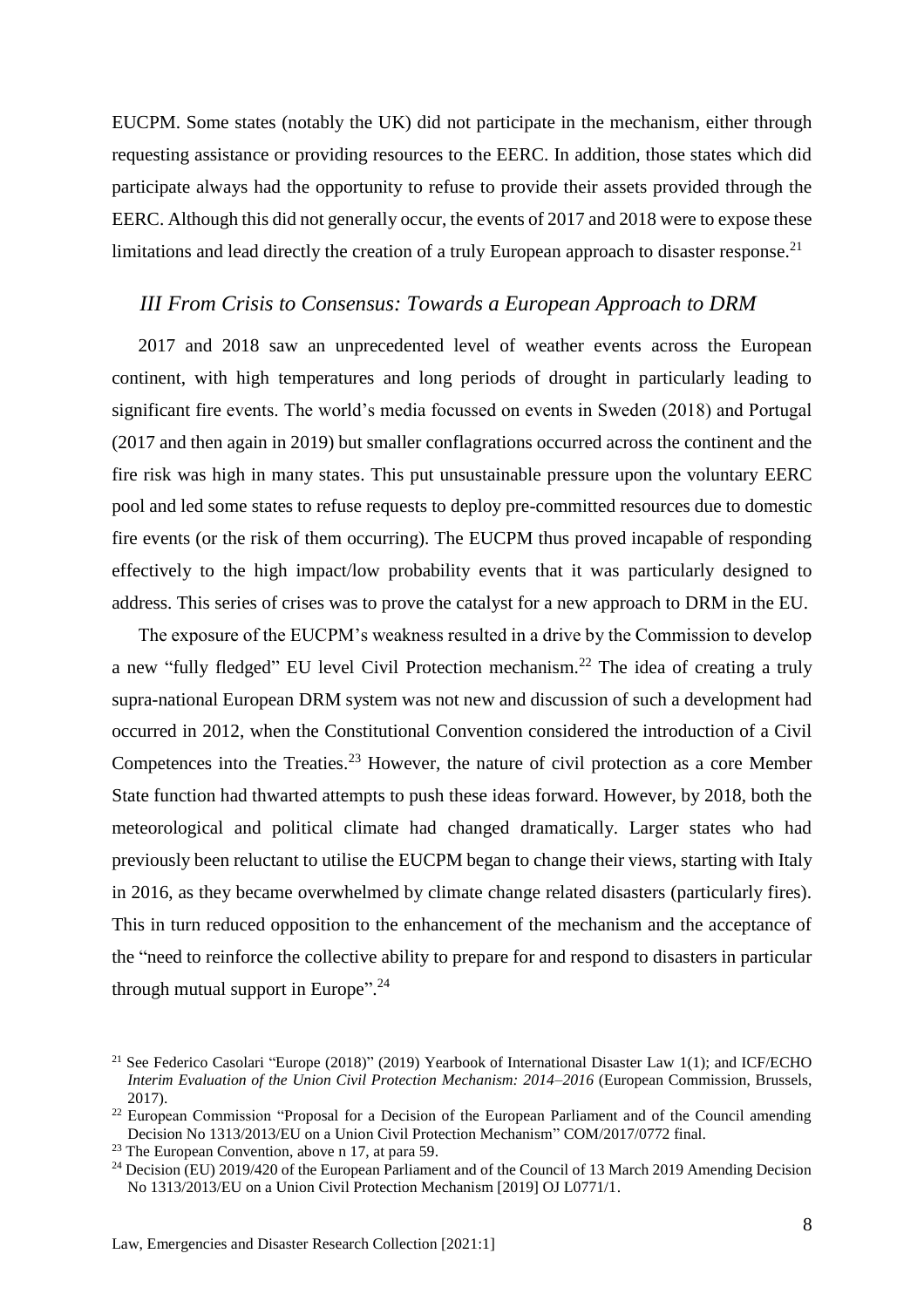EUCPM. Some states (notably the UK) did not participate in the mechanism, either through requesting assistance or providing resources to the EERC. In addition, those states which did participate always had the opportunity to refuse to provide their assets provided through the EERC. Although this did not generally occur, the events of 2017 and 2018 were to expose these limitations and lead directly the creation of a truly European approach to disaster response.[21]

## *III From Crisis to Consensus: Towards a European Approach to DRM*

2017 and 2018 saw an unprecedented level of weather events across the European continent, with high temperatures and long periods of drought in particularly leading to significant fire events. The world's media focussed on events in Sweden (2018) and Portugal (2017 and then again in 2019) but smaller conflagrations occurred across the continent and the fire risk was high in many states. This put unsustainable pressure upon the voluntary EERC pool and led some states to refuse requests to deploy pre-committed resources due to domestic fire events (or the risk of them occurring). The EUCPM thus proved incapable of responding effectively to the high impact/low probability events that it was particularly designed to address. This series of crises was to prove the catalyst for a new approach to DRM in the EU.

The exposure of the EUCPM's weakness resulted in a drive by the Commission to develop a new "fully fledged" EU level Civil Protection mechanism.[22] The idea of creating a truly supra-national European DRM system was not new and discussion of such a development had occurred in 2012, when the Constitutional Convention considered the introduction of a Civil Competences into the Treaties.[23] However, the nature of civil protection as a core Member State function had thwarted attempts to push these ideas forward. However, by 2018, both the meteorological and political climate had changed dramatically. Larger states who had previously been reluctant to utilise the EUCPM began to change their views, starting with Italy in 2016, as they became overwhelmed by climate change related disasters (particularly fires). This in turn reduced opposition to the enhancement of the mechanism and the acceptance of the "need to reinforce the collective ability to prepare for and respond to disasters in particular through mutual support in Europe".[24]

---

[21] See Federico Casolari "Europe (2018)" (2019) Yearbook of International Disaster Law 1(1); and ICF/ECHO *Interim Evaluation of the Union Civil Protection Mechanism: 2014–2016* (European Commission, Brussels, 2017).

[22] European Commission "Proposal for a Decision of the European Parliament and of the Council amending Decision No 1313/2013/EU on a Union Civil Protection Mechanism" COM/2017/0772 final.

[23] The European Convention, above n 17, at para 59.

[24] Decision (EU) 2019/420 of the European Parliament and of the Council of 13 March 2019 Amending Decision No 1313/2013/EU on a Union Civil Protection Mechanism [2019] OJ L0771/1.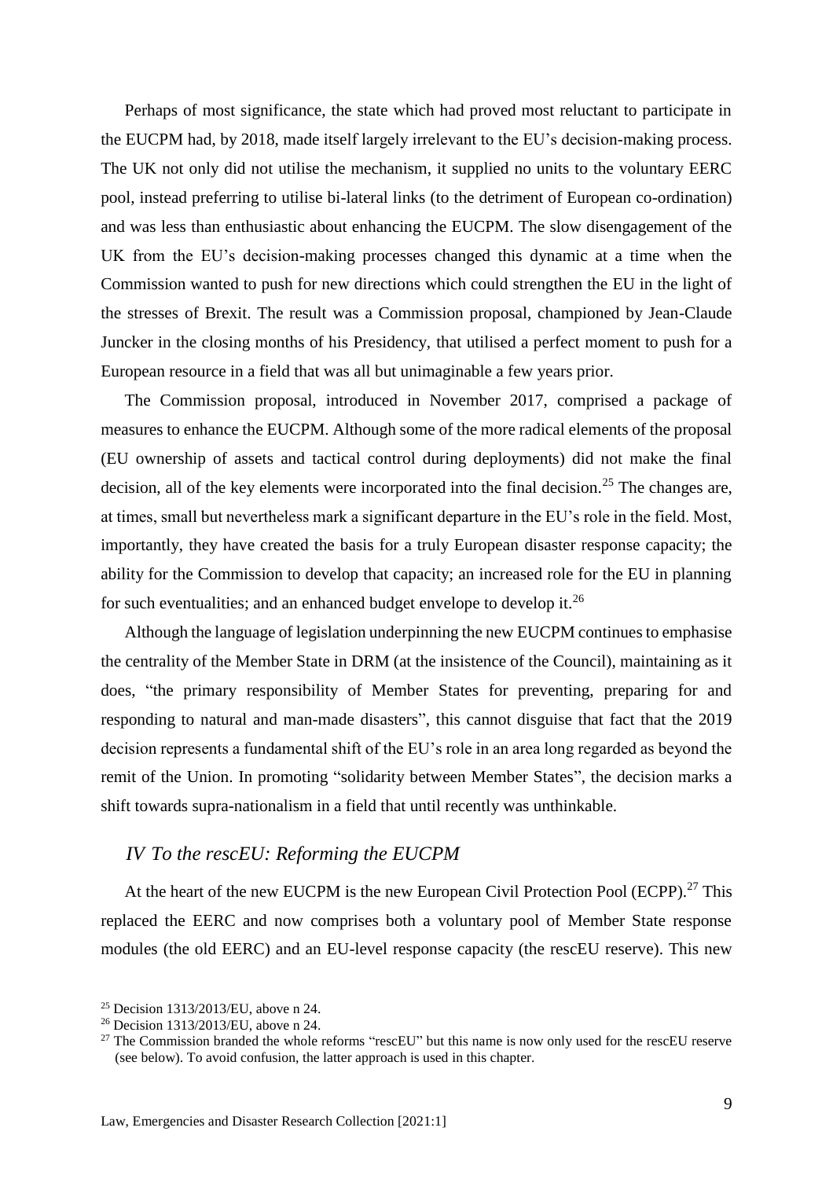Perhaps of most significance, the state which had proved most reluctant to participate in the EUCPM had, by 2018, made itself largely irrelevant to the EU's decision-making process. The UK not only did not utilise the mechanism, it supplied no units to the voluntary EERC pool, instead preferring to utilise bi-lateral links (to the detriment of European co-ordination) and was less than enthusiastic about enhancing the EUCPM. The slow disengagement of the UK from the EU's decision-making processes changed this dynamic at a time when the Commission wanted to push for new directions which could strengthen the EU in the light of the stresses of Brexit. The result was a Commission proposal, championed by Jean-Claude Juncker in the closing months of his Presidency, that utilised a perfect moment to push for a European resource in a field that was all but unimaginable a few years prior.

The Commission proposal, introduced in November 2017, comprised a package of measures to enhance the EUCPM. Although some of the more radical elements of the proposal (EU ownership of assets and tactical control during deployments) did not make the final decision, all of the key elements were incorporated into the final decision.[25] The changes are, at times, small but nevertheless mark a significant departure in the EU's role in the field. Most, importantly, they have created the basis for a truly European disaster response capacity; the ability for the Commission to develop that capacity; an increased role for the EU in planning for such eventualities; and an enhanced budget envelope to develop it.[26]

Although the language of legislation underpinning the new EUCPM continues to emphasise the centrality of the Member State in DRM (at the insistence of the Council), maintaining as it does, "the primary responsibility of Member States for preventing, preparing for and responding to natural and man-made disasters", this cannot disguise that fact that the 2019 decision represents a fundamental shift of the EU's role in an area long regarded as beyond the remit of the Union. In promoting "solidarity between Member States", the decision marks a shift towards supra-nationalism in a field that until recently was unthinkable.

## *IV To the rescEU: Reforming the EUCPM*

At the heart of the new EUCPM is the new European Civil Protection Pool (ECPP).[27] This replaced the EERC and now comprises both a voluntary pool of Member State response modules (the old EERC) and an EU-level response capacity (the rescEU reserve). This new

[25] Decision 1313/2013/EU, above n 24.

[26] Decision 1313/2013/EU, above n 24.

[27] The Commission branded the whole reforms "rescEU" but this name is now only used for the rescEU reserve (see below). To avoid confusion, the latter approach is used in this chapter.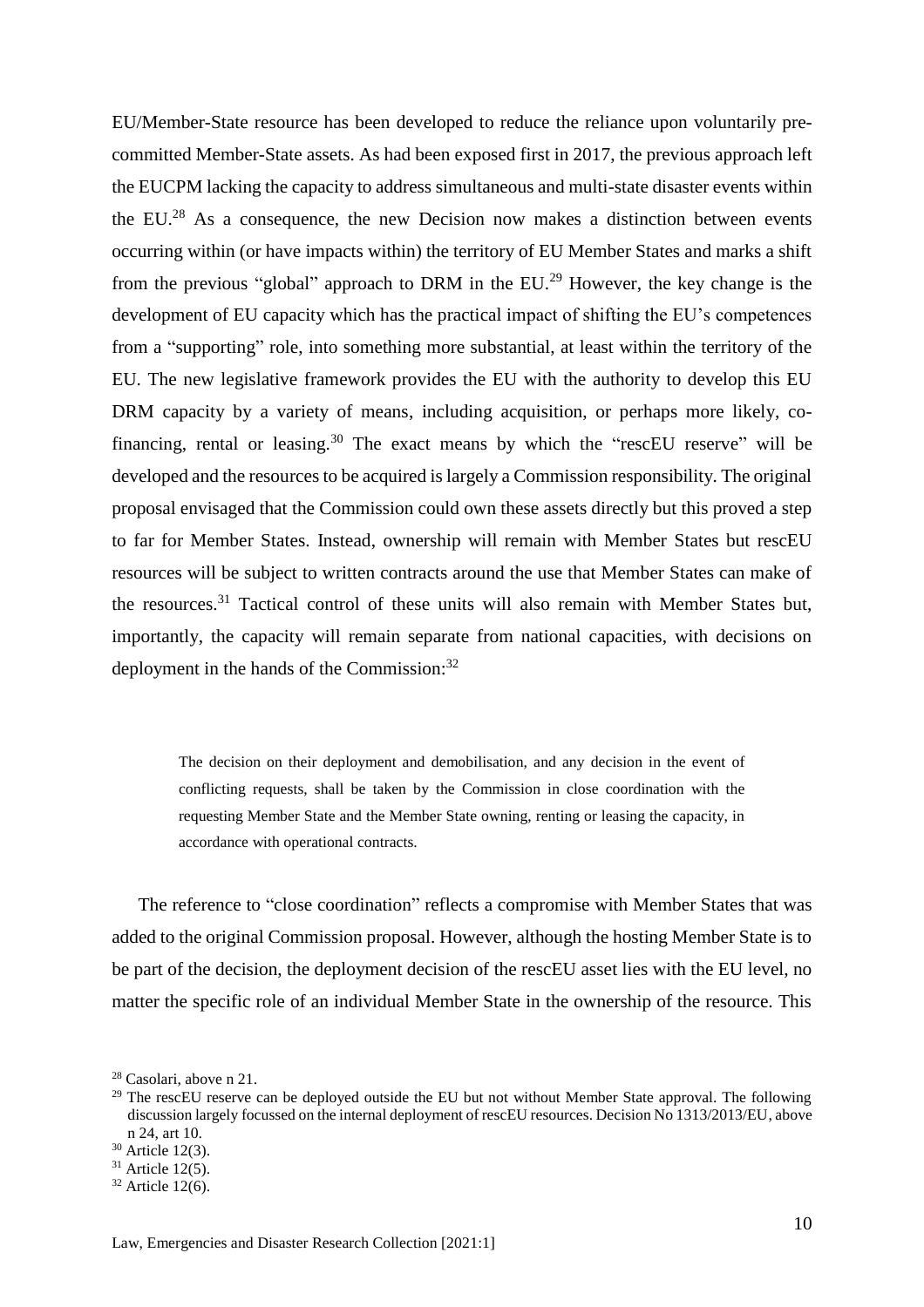EU/Member-State resource has been developed to reduce the reliance upon voluntarily pre-committed Member-State assets. As had been exposed first in 2017, the previous approach left the EUCPM lacking the capacity to address simultaneous and multi-state disaster events within the EU.[28] As a consequence, the new Decision now makes a distinction between events occurring within (or have impacts within) the territory of EU Member States and marks a shift from the previous "global" approach to DRM in the EU.[29] However, the key change is the development of EU capacity which has the practical impact of shifting the EU's competences from a "supporting" role, into something more substantial, at least within the territory of the EU. The new legislative framework provides the EU with the authority to develop this EU DRM capacity by a variety of means, including acquisition, or perhaps more likely, co-financing, rental or leasing.[30] The exact means by which the "rescEU reserve" will be developed and the resources to be acquired is largely a Commission responsibility. The original proposal envisaged that the Commission could own these assets directly but this proved a step to far for Member States. Instead, ownership will remain with Member States but rescEU resources will be subject to written contracts around the use that Member States can make of the resources.[31] Tactical control of these units will also remain with Member States but, importantly, the capacity will remain separate from national capacities, with decisions on deployment in the hands of the Commission:[32]

> The decision on their deployment and demobilisation, and any decision in the event of conflicting requests, shall be taken by the Commission in close coordination with the requesting Member State and the Member State owning, renting or leasing the capacity, in accordance with operational contracts.

The reference to "close coordination" reflects a compromise with Member States that was added to the original Commission proposal. However, although the hosting Member State is to be part of the decision, the deployment decision of the rescEU asset lies with the EU level, no matter the specific role of an individual Member State in the ownership of the resource. This

---

[28] Casolari, above n 21.

[29] The rescEU reserve can be deployed outside the EU but not without Member State approval. The following discussion largely focussed on the internal deployment of rescEU resources. Decision No 1313/2013/EU, above n 24, art 10.

[30] Article 12(3).

[31] Article 12(5).

[32] Article 12(6).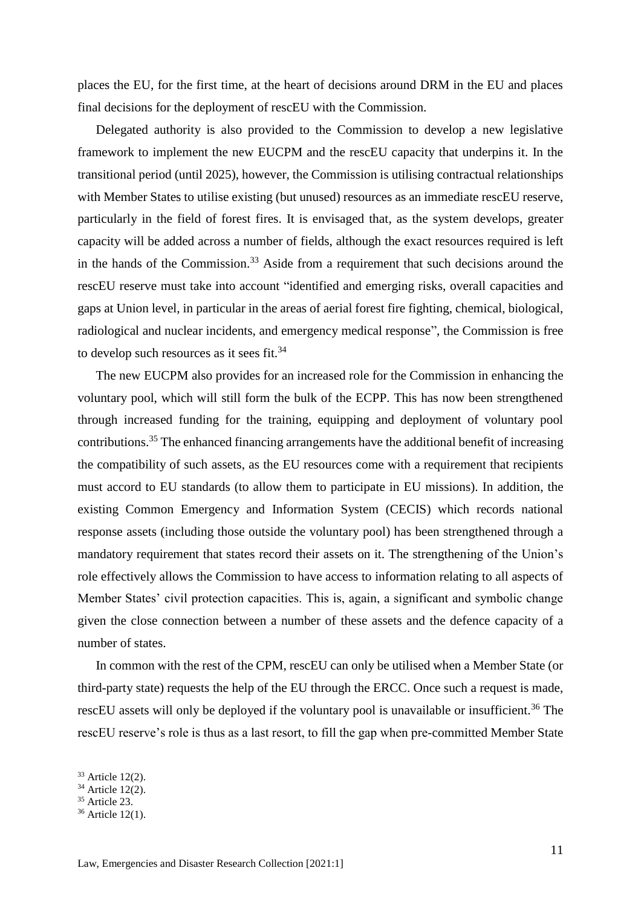places the EU, for the first time, at the heart of decisions around DRM in the EU and places final decisions for the deployment of rescEU with the Commission.

Delegated authority is also provided to the Commission to develop a new legislative framework to implement the new EUCPM and the rescEU capacity that underpins it. In the transitional period (until 2025), however, the Commission is utilising contractual relationships with Member States to utilise existing (but unused) resources as an immediate rescEU reserve, particularly in the field of forest fires. It is envisaged that, as the system develops, greater capacity will be added across a number of fields, although the exact resources required is left in the hands of the Commission.[33] Aside from a requirement that such decisions around the rescEU reserve must take into account "identified and emerging risks, overall capacities and gaps at Union level, in particular in the areas of aerial forest fire fighting, chemical, biological, radiological and nuclear incidents, and emergency medical response", the Commission is free to develop such resources as it sees fit.[34]

The new EUCPM also provides for an increased role for the Commission in enhancing the voluntary pool, which will still form the bulk of the ECPP. This has now been strengthened through increased funding for the training, equipping and deployment of voluntary pool contributions.[35] The enhanced financing arrangements have the additional benefit of increasing the compatibility of such assets, as the EU resources come with a requirement that recipients must accord to EU standards (to allow them to participate in EU missions). In addition, the existing Common Emergency and Information System (CECIS) which records national response assets (including those outside the voluntary pool) has been strengthened through a mandatory requirement that states record their assets on it. The strengthening of the Union's role effectively allows the Commission to have access to information relating to all aspects of Member States' civil protection capacities. This is, again, a significant and symbolic change given the close connection between a number of these assets and the defence capacity of a number of states.

In common with the rest of the CPM, rescEU can only be utilised when a Member State (or third-party state) requests the help of the EU through the ERCC. Once such a request is made, rescEU assets will only be deployed if the voluntary pool is unavailable or insufficient.[36] The rescEU reserve's role is thus as a last resort, to fill the gap when pre-committed Member State

[33] Article 12(2).
[34] Article 12(2).
[35] Article 23.
[36] Article 12(1).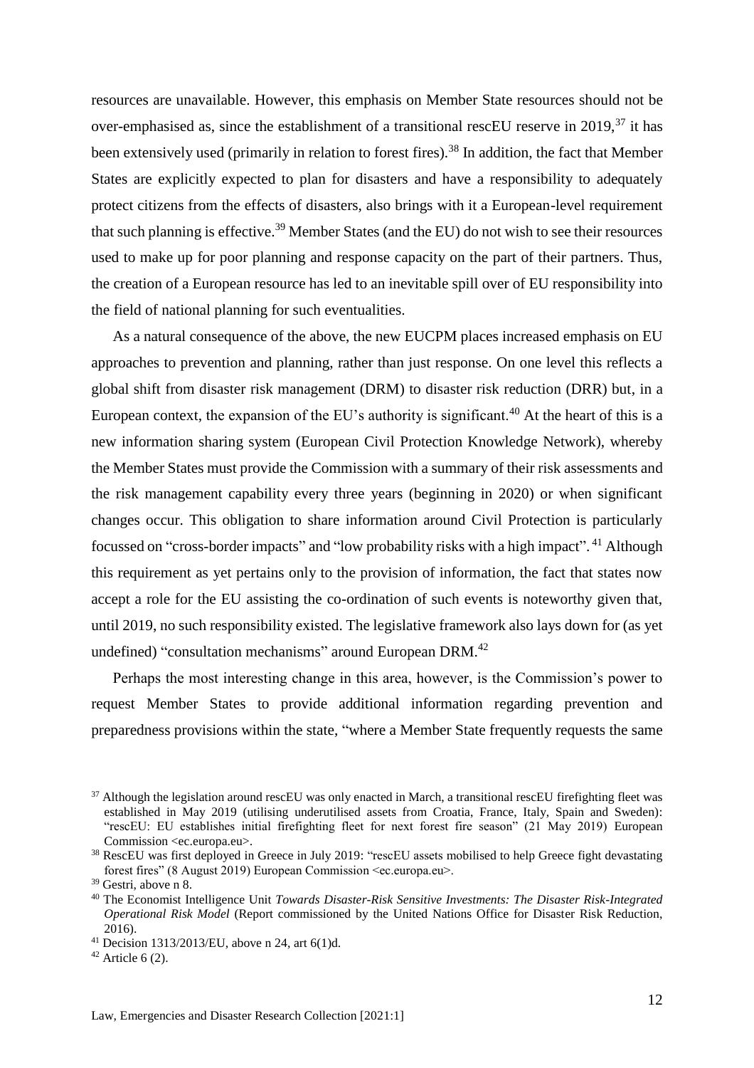resources are unavailable. However, this emphasis on Member State resources should not be over-emphasised as, since the establishment of a transitional rescEU reserve in 2019,[37] it has been extensively used (primarily in relation to forest fires).[38] In addition, the fact that Member States are explicitly expected to plan for disasters and have a responsibility to adequately protect citizens from the effects of disasters, also brings with it a European-level requirement that such planning is effective.[39] Member States (and the EU) do not wish to see their resources used to make up for poor planning and response capacity on the part of their partners. Thus, the creation of a European resource has led to an inevitable spill over of EU responsibility into the field of national planning for such eventualities.

As a natural consequence of the above, the new EUCPM places increased emphasis on EU approaches to prevention and planning, rather than just response. On one level this reflects a global shift from disaster risk management (DRM) to disaster risk reduction (DRR) but, in a European context, the expansion of the EU's authority is significant.[40] At the heart of this is a new information sharing system (European Civil Protection Knowledge Network), whereby the Member States must provide the Commission with a summary of their risk assessments and the risk management capability every three years (beginning in 2020) or when significant changes occur. This obligation to share information around Civil Protection is particularly focussed on "cross-border impacts" and "low probability risks with a high impact". [41] Although this requirement as yet pertains only to the provision of information, the fact that states now accept a role for the EU assisting the co-ordination of such events is noteworthy given that, until 2019, no such responsibility existed. The legislative framework also lays down for (as yet undefined) "consultation mechanisms" around European DRM.[42]

Perhaps the most interesting change in this area, however, is the Commission's power to request Member States to provide additional information regarding prevention and preparedness provisions within the state, "where a Member State frequently requests the same

---

[37] Although the legislation around rescEU was only enacted in March, a transitional rescEU firefighting fleet was established in May 2019 (utilising underutilised assets from Croatia, France, Italy, Spain and Sweden): "rescEU: EU establishes initial firefighting fleet for next forest fire season" (21 May 2019) European Commission <ec.europa.eu>.

[38] RescEU was first deployed in Greece in July 2019: "rescEU assets mobilised to help Greece fight devastating forest fires" (8 August 2019) European Commission <ec.europa.eu>.

[39] Gestri, above n 8.

[40] The Economist Intelligence Unit *Towards Disaster-Risk Sensitive Investments: The Disaster Risk-Integrated Operational Risk Model* (Report commissioned by the United Nations Office for Disaster Risk Reduction, 2016).

[41] Decision 1313/2013/EU, above n 24, art 6(1)d.

[42] Article 6 (2).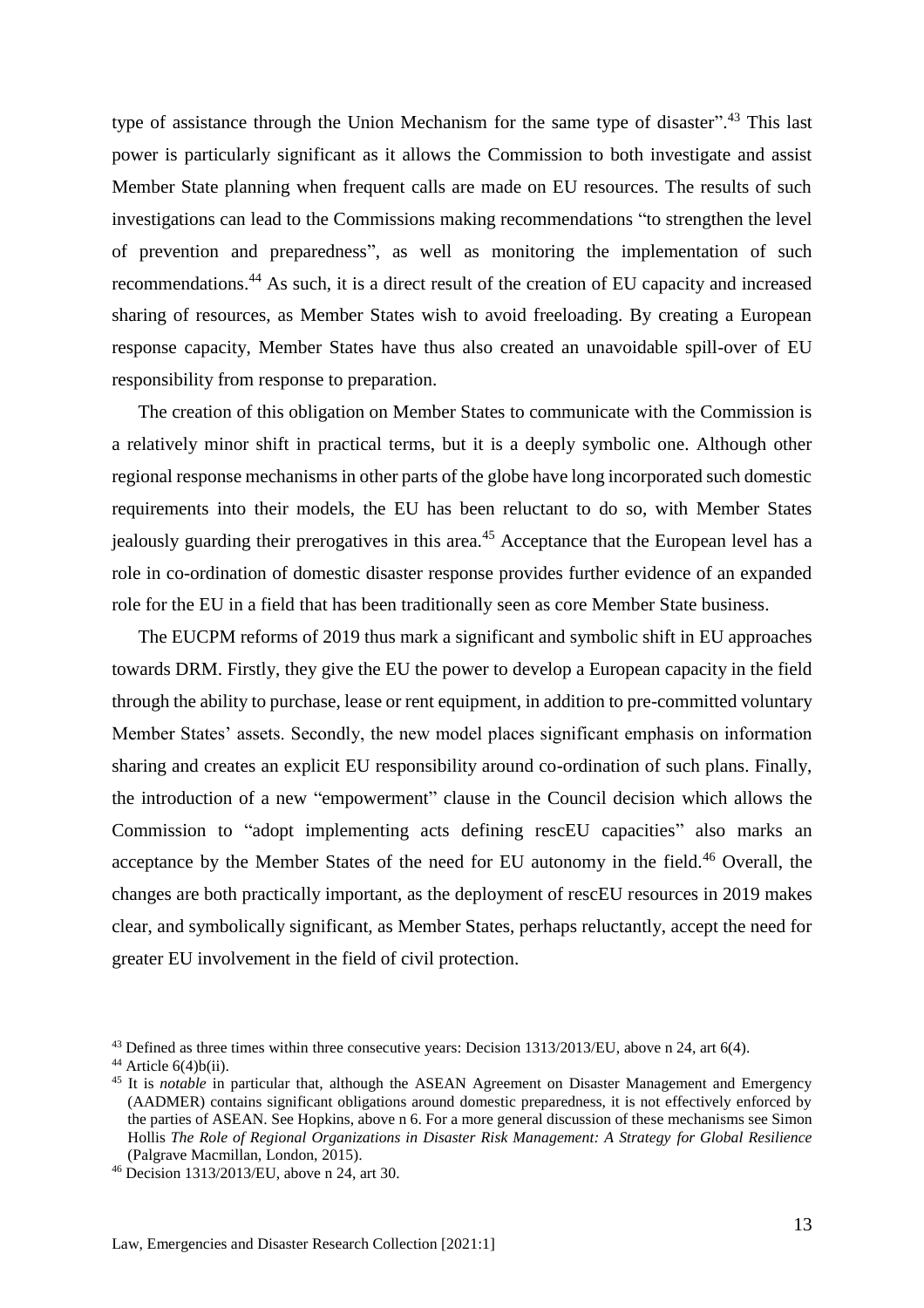type of assistance through the Union Mechanism for the same type of disaster".[43] This last power is particularly significant as it allows the Commission to both investigate and assist Member State planning when frequent calls are made on EU resources. The results of such investigations can lead to the Commissions making recommendations "to strengthen the level of prevention and preparedness", as well as monitoring the implementation of such recommendations.[44] As such, it is a direct result of the creation of EU capacity and increased sharing of resources, as Member States wish to avoid freeloading. By creating a European response capacity, Member States have thus also created an unavoidable spill-over of EU responsibility from response to preparation.

The creation of this obligation on Member States to communicate with the Commission is a relatively minor shift in practical terms, but it is a deeply symbolic one. Although other regional response mechanisms in other parts of the globe have long incorporated such domestic requirements into their models, the EU has been reluctant to do so, with Member States jealously guarding their prerogatives in this area.[45] Acceptance that the European level has a role in co-ordination of domestic disaster response provides further evidence of an expanded role for the EU in a field that has been traditionally seen as core Member State business.

The EUCPM reforms of 2019 thus mark a significant and symbolic shift in EU approaches towards DRM. Firstly, they give the EU the power to develop a European capacity in the field through the ability to purchase, lease or rent equipment, in addition to pre-committed voluntary Member States' assets. Secondly, the new model places significant emphasis on information sharing and creates an explicit EU responsibility around co-ordination of such plans. Finally, the introduction of a new "empowerment" clause in the Council decision which allows the Commission to "adopt implementing acts defining rescEU capacities" also marks an acceptance by the Member States of the need for EU autonomy in the field.[46] Overall, the changes are both practically important, as the deployment of rescEU resources in 2019 makes clear, and symbolically significant, as Member States, perhaps reluctantly, accept the need for greater EU involvement in the field of civil protection.

---

[43] Defined as three times within three consecutive years: Decision 1313/2013/EU, above n 24, art 6(4).

[44] Article 6(4)b(ii).

[45] It is *notable* in particular that, although the ASEAN Agreement on Disaster Management and Emergency (AADMER) contains significant obligations around domestic preparedness, it is not effectively enforced by the parties of ASEAN. See Hopkins, above n 6. For a more general discussion of these mechanisms see Simon Hollis *The Role of Regional Organizations in Disaster Risk Management: A Strategy for Global Resilience* (Palgrave Macmillan, London, 2015).

[46] Decision 1313/2013/EU, above n 24, art 30.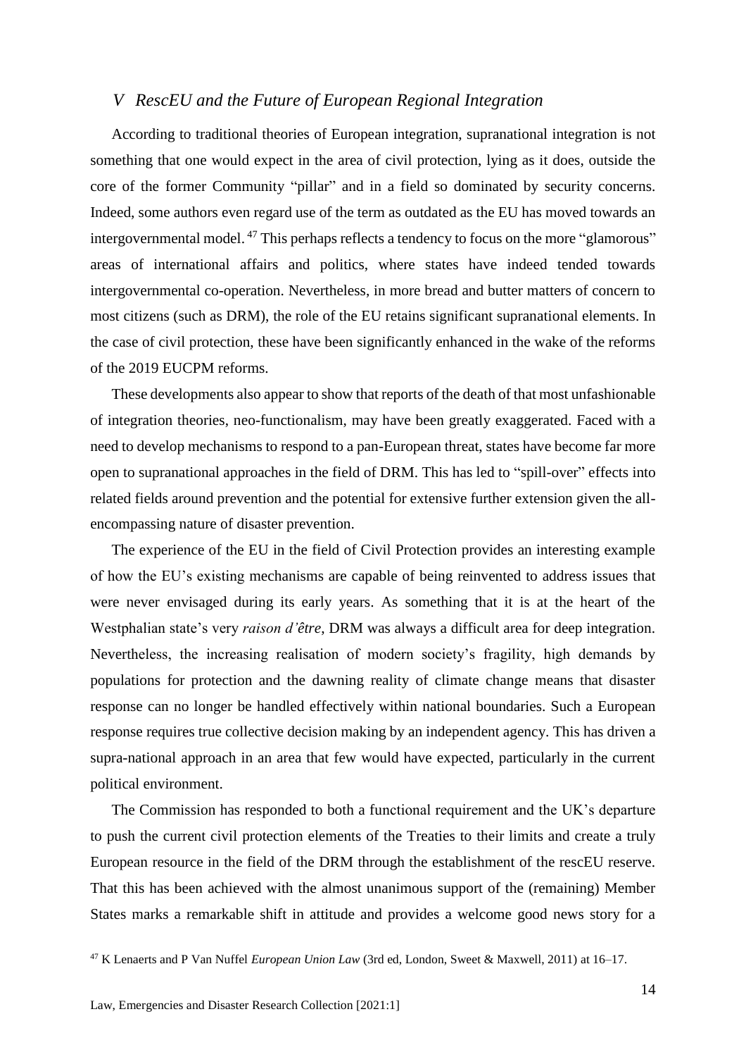## *V RescEU and the Future of European Regional Integration*

According to traditional theories of European integration, supranational integration is not something that one would expect in the area of civil protection, lying as it does, outside the core of the former Community "pillar" and in a field so dominated by security concerns. Indeed, some authors even regard use of the term as outdated as the EU has moved towards an intergovernmental model.[47] This perhaps reflects a tendency to focus on the more "glamorous" areas of international affairs and politics, where states have indeed tended towards intergovernmental co-operation. Nevertheless, in more bread and butter matters of concern to most citizens (such as DRM), the role of the EU retains significant supranational elements. In the case of civil protection, these have been significantly enhanced in the wake of the reforms of the 2019 EUCPM reforms.

These developments also appear to show that reports of the death of that most unfashionable of integration theories, neo-functionalism, may have been greatly exaggerated. Faced with a need to develop mechanisms to respond to a pan-European threat, states have become far more open to supranational approaches in the field of DRM. This has led to "spill-over" effects into related fields around prevention and the potential for extensive further extension given the all-encompassing nature of disaster prevention.

The experience of the EU in the field of Civil Protection provides an interesting example of how the EU's existing mechanisms are capable of being reinvented to address issues that were never envisaged during its early years. As something that it is at the heart of the Westphalian state's very *raison d'être*, DRM was always a difficult area for deep integration. Nevertheless, the increasing realisation of modern society's fragility, high demands by populations for protection and the dawning reality of climate change means that disaster response can no longer be handled effectively within national boundaries. Such a European response requires true collective decision making by an independent agency. This has driven a supra-national approach in an area that few would have expected, particularly in the current political environment.

The Commission has responded to both a functional requirement and the UK's departure to push the current civil protection elements of the Treaties to their limits and create a truly European resource in the field of the DRM through the establishment of the rescEU reserve. That this has been achieved with the almost unanimous support of the (remaining) Member States marks a remarkable shift in attitude and provides a welcome good news story for a

[47] K Lenaerts and P Van Nuffel *European Union Law* (3rd ed, London, Sweet & Maxwell, 2011) at 16–17.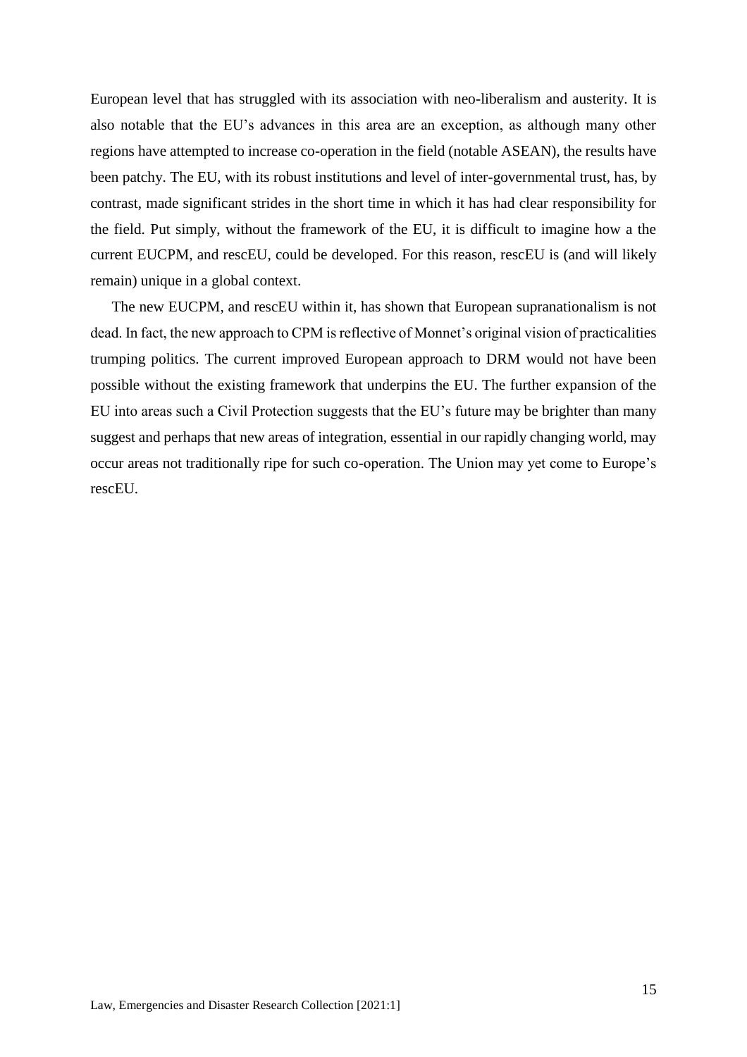European level that has struggled with its association with neo-liberalism and austerity. It is also notable that the EU's advances in this area are an exception, as although many other regions have attempted to increase co-operation in the field (notable ASEAN), the results have been patchy. The EU, with its robust institutions and level of inter-governmental trust, has, by contrast, made significant strides in the short time in which it has had clear responsibility for the field. Put simply, without the framework of the EU, it is difficult to imagine how a the current EUCPM, and rescEU, could be developed. For this reason, rescEU is (and will likely remain) unique in a global context.

The new EUCPM, and rescEU within it, has shown that European supranationalism is not dead. In fact, the new approach to CPM is reflective of Monnet's original vision of practicalities trumping politics. The current improved European approach to DRM would not have been possible without the existing framework that underpins the EU. The further expansion of the EU into areas such a Civil Protection suggests that the EU's future may be brighter than many suggest and perhaps that new areas of integration, essential in our rapidly changing world, may occur areas not traditionally ripe for such co-operation. The Union may yet come to Europe's rescEU.